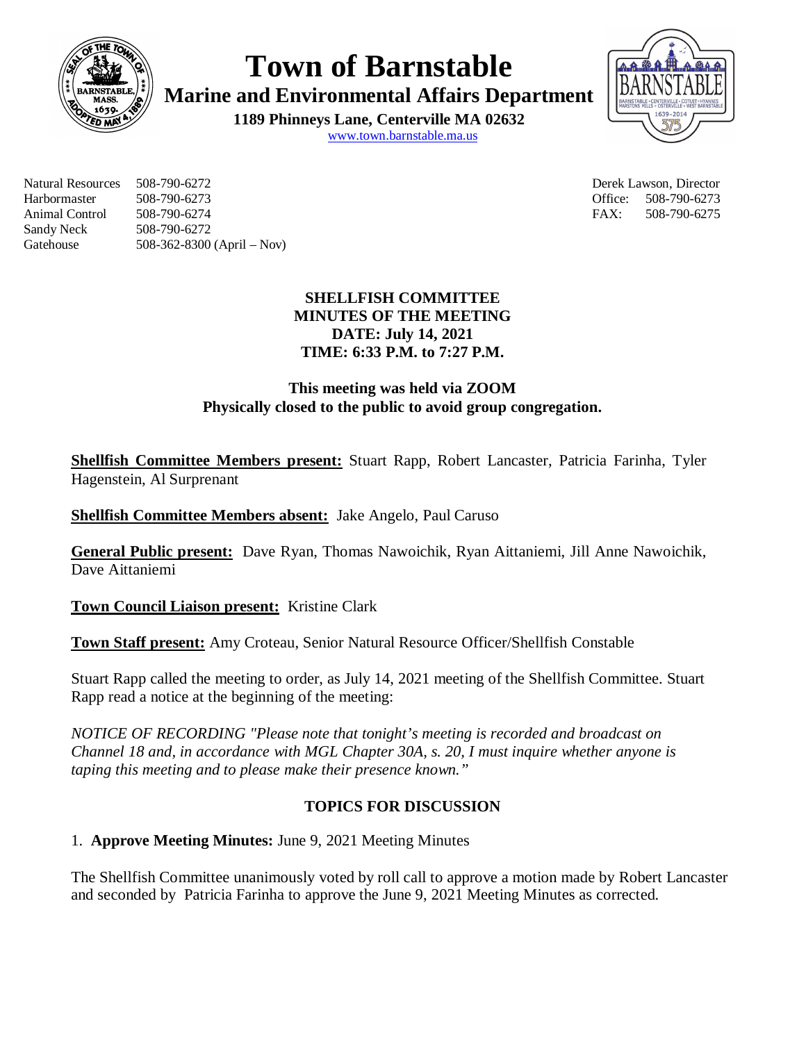# Town of Barnstable

## Marine and Environmental Affairs Department

**1189 Phinneys Lane, Centerville MA 02632**

www.town.barnstable.ma.us

| | |
|---|---|
| Natural Resources | 508-790-6272 |
| Harbormaster | 508-790-6273 |
| Animal Control | 508-790-6274 |
| Sandy Neck | 508-790-6272 |
| Gatehouse | 508-362-8300 (April – Nov) |

Derek Lawson, Director
Office: 508-790-6273
FAX: 508-790-6275

**SHELLFISH COMMITTEE**
**MINUTES OF THE MEETING**
**DATE: July 14, 2021**
**TIME: 6:33 P.M. to 7:27 P.M.**

**This meeting was held via ZOOM**
**Physically closed to the public to avoid group congregation.**

**Shellfish Committee Members present:** Stuart Rapp, Robert Lancaster, Patricia Farinha, Tyler Hagenstein, Al Surprenant

**Shellfish Committee Members absent:** Jake Angelo, Paul Caruso

**General Public present:** Dave Ryan, Thomas Nawoichik, Ryan Aittaniemi, Jill Anne Nawoichik, Dave Aittaniemi

**Town Council Liaison present:** Kristine Clark

**Town Staff present:** Amy Croteau, Senior Natural Resource Officer/Shellfish Constable

Stuart Rapp called the meeting to order, as July 14, 2021 meeting of the Shellfish Committee. Stuart Rapp read a notice at the beginning of the meeting:

*NOTICE OF RECORDING "Please note that tonight's meeting is recorded and broadcast on Channel 18 and, in accordance with MGL Chapter 30A, s. 20, I must inquire whether anyone is taping this meeting and to please make their presence known."*

## TOPICS FOR DISCUSSION

1. **Approve Meeting Minutes:** June 9, 2021 Meeting Minutes

The Shellfish Committee unanimously voted by roll call to approve a motion made by Robert Lancaster and seconded by Patricia Farinha to approve the June 9, 2021 Meeting Minutes as corrected.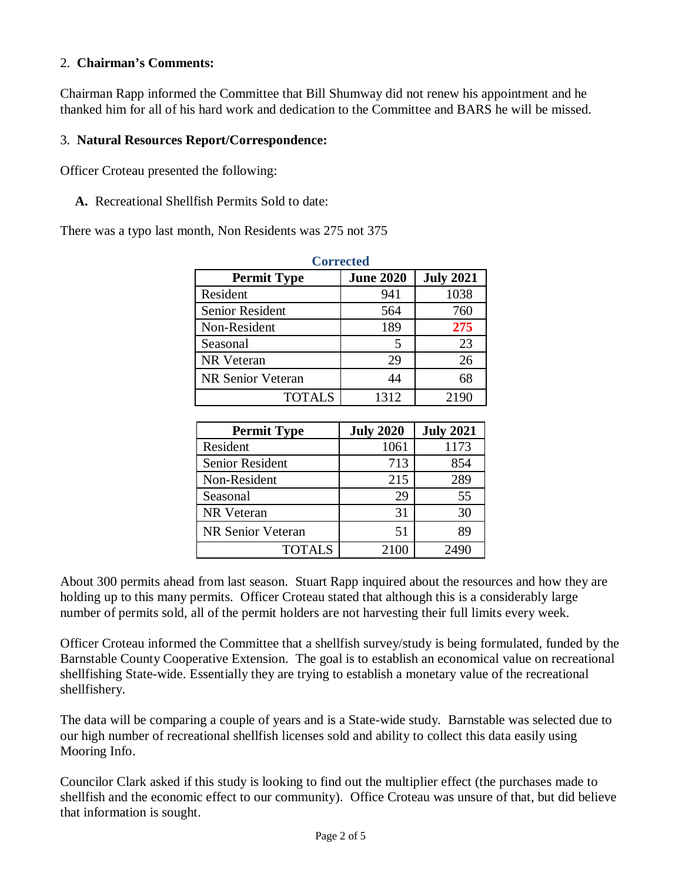2. **Chairman's Comments:**

Chairman Rapp informed the Committee that Bill Shumway did not renew his appointment and he thanked him for all of his hard work and dedication to the Committee and BARS he will be missed.

3. **Natural Resources Report/Correspondence:**

Officer Croteau presented the following:

**A.** Recreational Shellfish Permits Sold to date:

There was a typo last month, Non Residents was 275 not 375

**Corrected**

| Permit Type | June 2020 | July 2021 |
|---|---|---|
| Resident | 941 | 1038 |
| Senior Resident | 564 | 760 |
| Non-Resident | 189 | **275** |
| Seasonal | 5 | 23 |
| NR Veteran | 29 | 26 |
| NR Senior Veteran | 44 | 68 |
| TOTALS | 1312 | 2190 |

| Permit Type | July 2020 | July 2021 |
|---|---|---|
| Resident | 1061 | 1173 |
| Senior Resident | 713 | 854 |
| Non-Resident | 215 | 289 |
| Seasonal | 29 | 55 |
| NR Veteran | 31 | 30 |
| NR Senior Veteran | 51 | 89 |
| TOTALS | 2100 | 2490 |

About 300 permits ahead from last season. Stuart Rapp inquired about the resources and how they are holding up to this many permits. Officer Croteau stated that although this is a considerably large number of permits sold, all of the permit holders are not harvesting their full limits every week.

Officer Croteau informed the Committee that a shellfish survey/study is being formulated, funded by the Barnstable County Cooperative Extension. The goal is to establish an economical value on recreational shellfishing State-wide. Essentially they are trying to establish a monetary value of the recreational shellfishery.

The data will be comparing a couple of years and is a State-wide study. Barnstable was selected due to our high number of recreational shellfish licenses sold and ability to collect this data easily using Mooring Info.

Councilor Clark asked if this study is looking to find out the multiplier effect (the purchases made to shellfish and the economic effect to our community). Office Croteau was unsure of that, but did believe that information is sought.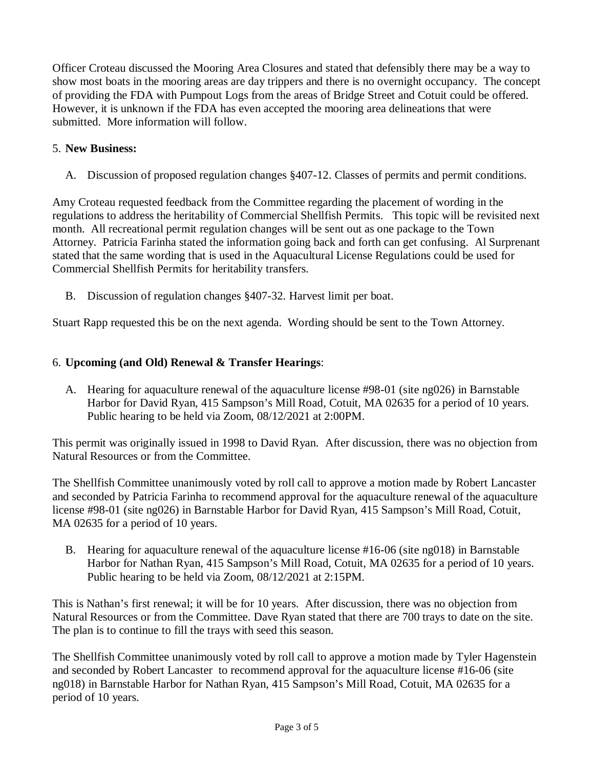Officer Croteau discussed the Mooring Area Closures and stated that defensibly there may be a way to show most boats in the mooring areas are day trippers and there is no overnight occupancy. The concept of providing the FDA with Pumpout Logs from the areas of Bridge Street and Cotuit could be offered. However, it is unknown if the FDA has even accepted the mooring area delineations that were submitted. More information will follow.

5. **New Business:**

   A. Discussion of proposed regulation changes §407-12. Classes of permits and permit conditions.

Amy Croteau requested feedback from the Committee regarding the placement of wording in the regulations to address the heritability of Commercial Shellfish Permits. This topic will be revisited next month. All recreational permit regulation changes will be sent out as one package to the Town Attorney. Patricia Farinha stated the information going back and forth can get confusing. Al Surprenant stated that the same wording that is used in the Aquacultural License Regulations could be used for Commercial Shellfish Permits for heritability transfers.

   B. Discussion of regulation changes §407-32. Harvest limit per boat.

Stuart Rapp requested this be on the next agenda. Wording should be sent to the Town Attorney.

6. **Upcoming (and Old) Renewal & Transfer Hearings**:

   A. Hearing for aquaculture renewal of the aquaculture license #98-01 (site ng026) in Barnstable Harbor for David Ryan, 415 Sampson's Mill Road, Cotuit, MA 02635 for a period of 10 years. Public hearing to be held via Zoom, 08/12/2021 at 2:00PM.

This permit was originally issued in 1998 to David Ryan. After discussion, there was no objection from Natural Resources or from the Committee.

The Shellfish Committee unanimously voted by roll call to approve a motion made by Robert Lancaster and seconded by Patricia Farinha to recommend approval for the aquaculture renewal of the aquaculture license #98-01 (site ng026) in Barnstable Harbor for David Ryan, 415 Sampson's Mill Road, Cotuit, MA 02635 for a period of 10 years.

   B. Hearing for aquaculture renewal of the aquaculture license #16-06 (site ng018) in Barnstable Harbor for Nathan Ryan, 415 Sampson's Mill Road, Cotuit, MA 02635 for a period of 10 years. Public hearing to be held via Zoom, 08/12/2021 at 2:15PM.

This is Nathan's first renewal; it will be for 10 years. After discussion, there was no objection from Natural Resources or from the Committee. Dave Ryan stated that there are 700 trays to date on the site. The plan is to continue to fill the trays with seed this season.

The Shellfish Committee unanimously voted by roll call to approve a motion made by Tyler Hagenstein and seconded by Robert Lancaster to recommend approval for the aquaculture license #16-06 (site ng018) in Barnstable Harbor for Nathan Ryan, 415 Sampson's Mill Road, Cotuit, MA 02635 for a period of 10 years.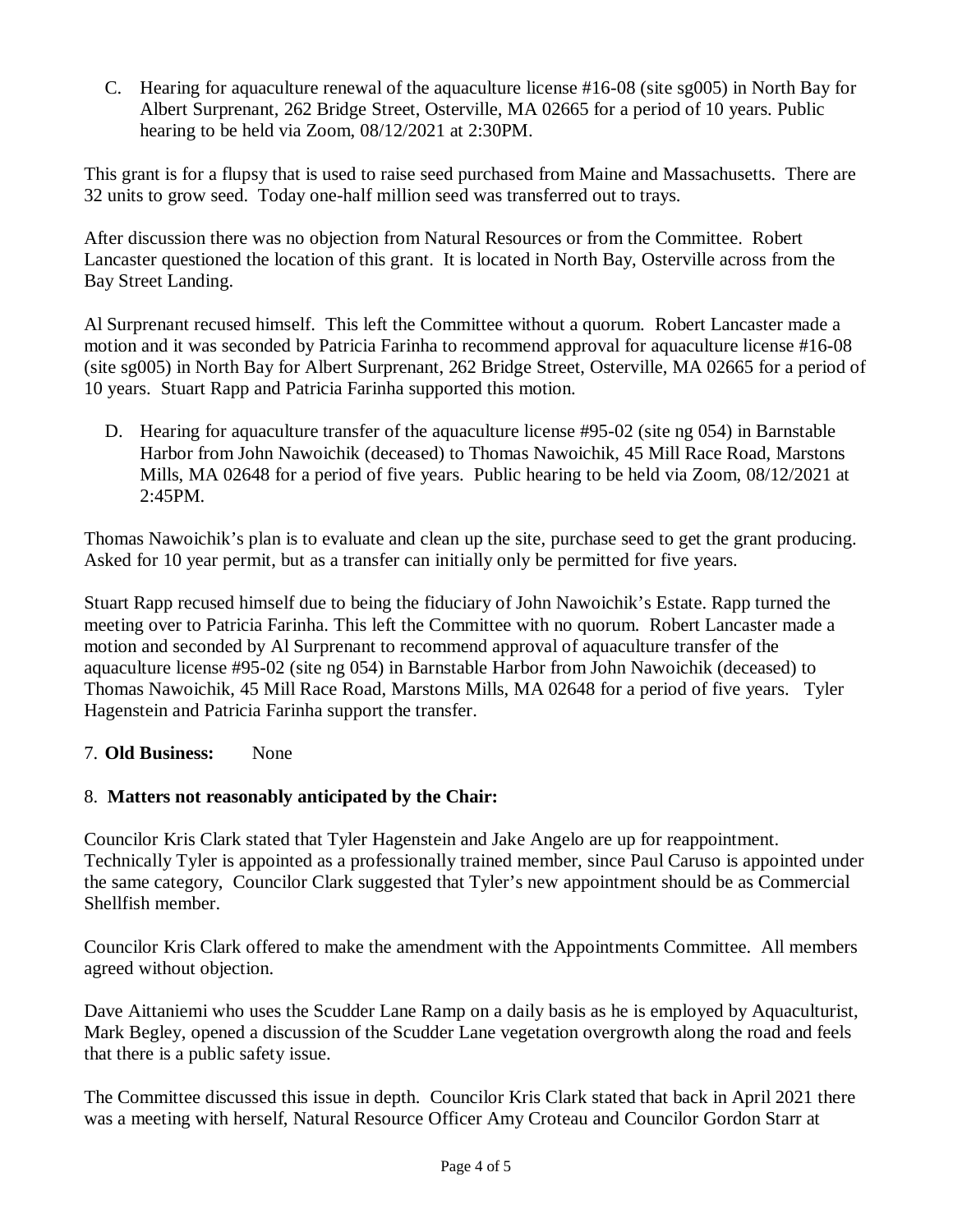C. Hearing for aquaculture renewal of the aquaculture license #16-08 (site sg005) in North Bay for Albert Surprenant, 262 Bridge Street, Osterville, MA 02665 for a period of 10 years. Public hearing to be held via Zoom, 08/12/2021 at 2:30PM.

This grant is for a flupsy that is used to raise seed purchased from Maine and Massachusetts. There are 32 units to grow seed. Today one-half million seed was transferred out to trays.

After discussion there was no objection from Natural Resources or from the Committee. Robert Lancaster questioned the location of this grant. It is located in North Bay, Osterville across from the Bay Street Landing.

Al Surprenant recused himself. This left the Committee without a quorum. Robert Lancaster made a motion and it was seconded by Patricia Farinha to recommend approval for aquaculture license #16-08 (site sg005) in North Bay for Albert Surprenant, 262 Bridge Street, Osterville, MA 02665 for a period of 10 years. Stuart Rapp and Patricia Farinha supported this motion.

D. Hearing for aquaculture transfer of the aquaculture license #95-02 (site ng 054) in Barnstable Harbor from John Nawoichik (deceased) to Thomas Nawoichik, 45 Mill Race Road, Marstons Mills, MA 02648 for a period of five years. Public hearing to be held via Zoom, 08/12/2021 at 2:45PM.

Thomas Nawoichik's plan is to evaluate and clean up the site, purchase seed to get the grant producing. Asked for 10 year permit, but as a transfer can initially only be permitted for five years.

Stuart Rapp recused himself due to being the fiduciary of John Nawoichik's Estate. Rapp turned the meeting over to Patricia Farinha. This left the Committee with no quorum. Robert Lancaster made a motion and seconded by Al Surprenant to recommend approval of aquaculture transfer of the aquaculture license #95-02 (site ng 054) in Barnstable Harbor from John Nawoichik (deceased) to Thomas Nawoichik, 45 Mill Race Road, Marstons Mills, MA 02648 for a period of five years. Tyler Hagenstein and Patricia Farinha support the transfer.

7. **Old Business:** None

8. **Matters not reasonably anticipated by the Chair:**

Councilor Kris Clark stated that Tyler Hagenstein and Jake Angelo are up for reappointment. Technically Tyler is appointed as a professionally trained member, since Paul Caruso is appointed under the same category, Councilor Clark suggested that Tyler's new appointment should be as Commercial Shellfish member.

Councilor Kris Clark offered to make the amendment with the Appointments Committee. All members agreed without objection.

Dave Aittaniemi who uses the Scudder Lane Ramp on a daily basis as he is employed by Aquaculturist, Mark Begley, opened a discussion of the Scudder Lane vegetation overgrowth along the road and feels that there is a public safety issue.

The Committee discussed this issue in depth. Councilor Kris Clark stated that back in April 2021 there was a meeting with herself, Natural Resource Officer Amy Croteau and Councilor Gordon Starr at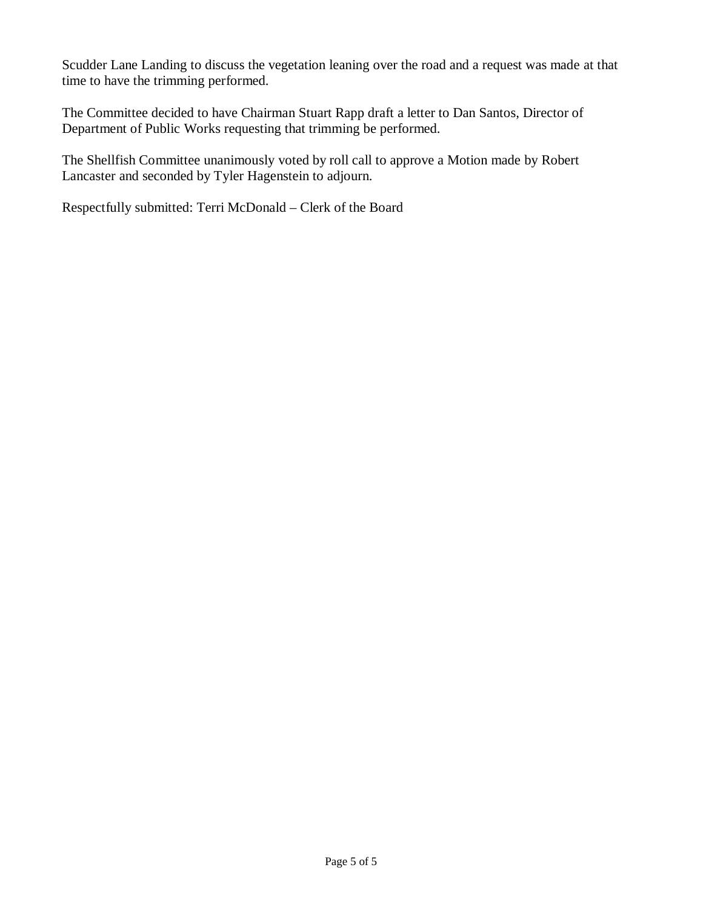Scudder Lane Landing to discuss the vegetation leaning over the road and a request was made at that time to have the trimming performed.

The Committee decided to have Chairman Stuart Rapp draft a letter to Dan Santos, Director of Department of Public Works requesting that trimming be performed.

The Shellfish Committee unanimously voted by roll call to approve a Motion made by Robert Lancaster and seconded by Tyler Hagenstein to adjourn.

Respectfully submitted: Terri McDonald – Clerk of the Board